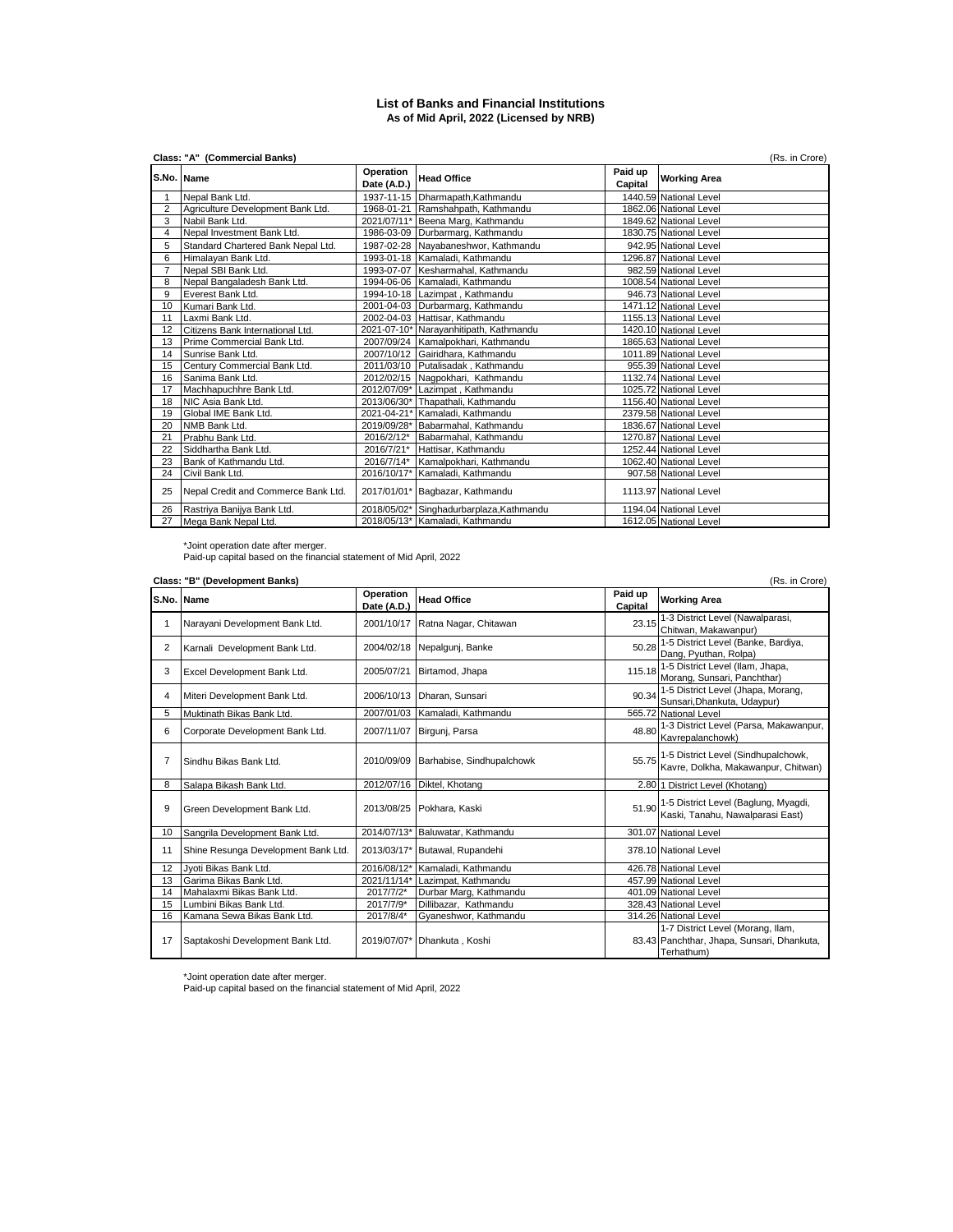# List of Banks and Financial Institutions
## As of Mid April, 2022 (Licensed by NRB)

**Class: "A" (Commercial Banks)** (Rs. in Crore)

| S.No. | Name | Operation Date (A.D.) | Head Office | Paid up Capital | Working Area |
|---|---|---|---|---|---|
| 1 | Nepal Bank Ltd. | 1937-11-15 | Dharmapath,Kathmandu | 1440.59 | National Level |
| 2 | Agriculture Development Bank Ltd. | 1968-01-21 | Ramshahpath, Kathmandu | 1862.06 | National Level |
| 3 | Nabil Bank Ltd. | 2021/07/11* | Beena Marg, Kathmandu | 1849.62 | National Level |
| 4 | Nepal Investment Bank Ltd. | 1986-03-09 | Durbarmarg, Kathmandu | 1830.75 | National Level |
| 5 | Standard Chartered Bank Nepal Ltd. | 1987-02-28 | Nayabaneshwor, Kathmandu | 942.95 | National Level |
| 6 | Himalayan Bank Ltd. | 1993-01-18 | Kamaladi, Kathmandu | 1296.87 | National Level |
| 7 | Nepal SBI Bank Ltd. | 1993-07-07 | Kesharmahal, Kathmandu | 982.59 | National Level |
| 8 | Nepal Bangaladesh Bank Ltd. | 1994-06-06 | Kamaladi, Kathmandu | 1008.54 | National Level |
| 9 | Everest Bank Ltd. | 1994-10-18 | Lazimpat , Kathmandu | 946.73 | National Level |
| 10 | Kumari Bank Ltd. | 2001-04-03 | Durbarmarg, Kathmandu | 1471.12 | National Level |
| 11 | Laxmi Bank Ltd. | 2002-04-03 | Hattisar, Kathmandu | 1155.13 | National Level |
| 12 | Citizens Bank International Ltd. | 2021-07-10* | Narayanhitipath, Kathmandu | 1420.10 | National Level |
| 13 | Prime Commercial Bank Ltd. | 2007/09/24 | Kamalpokhari, Kathmandu | 1865.63 | National Level |
| 14 | Sunrise Bank Ltd. | 2007/10/12 | Gairidhara, Kathmandu | 1011.89 | National Level |
| 15 | Century Commercial Bank Ltd. | 2011/03/10 | Putalisadak , Kathmandu | 955.39 | National Level |
| 16 | Sanima Bank Ltd. | 2012/02/15 | Nagpokhari, Kathmandu | 1132.74 | National Level |
| 17 | Machhapuchhre Bank Ltd. | 2012/07/09* | Lazimpat , Kathmandu | 1025.72 | National Level |
| 18 | NIC Asia Bank Ltd. | 2013/06/30* | Thapathali, Kathmandu | 1156.40 | National Level |
| 19 | Global IME Bank Ltd. | 2021-04-21* | Kamaladi, Kathmandu | 2379.58 | National Level |
| 20 | NMB Bank Ltd. | 2019/09/28* | Babarmahal, Kathmandu | 1836.67 | National Level |
| 21 | Prabhu Bank Ltd. | 2016/2/12* | Babarmahal, Kathmandu | 1270.87 | National Level |
| 22 | Siddhartha Bank Ltd. | 2016/7/21* | Hattisar, Kathmandu | 1252.44 | National Level |
| 23 | Bank of Kathmandu Ltd. | 2016/7/14* | Kamalpokhari, Kathmandu | 1062.40 | National Level |
| 24 | Civil Bank Ltd. | 2016/10/17* | Kamaladi, Kathmandu | 907.58 | National Level |
| 25 | Nepal Credit and Commerce Bank Ltd. | 2017/01/01* | Bagbazar, Kathmandu | 1113.97 | National Level |
| 26 | Rastriya Banijya Bank Ltd. | 2018/05/02* | Singhadurbarplaza,Kathmandu | 1194.04 | National Level |
| 27 | Mega Bank Nepal Ltd. | 2018/05/13* | Kamaladi, Kathmandu | 1612.05 | National Level |

*Joint operation date after merger.
Paid-up capital based on the financial statement of Mid April, 2022

**Class: "B" (Development Banks)** (Rs. in Crore)

| S.No. | Name | Operation Date (A.D.) | Head Office | Paid up Capital | Working Area |
|---|---|---|---|---|---|
| 1 | Narayani Development Bank Ltd. | 2001/10/17 | Ratna Nagar, Chitawan | 23.15 | 1-3 District Level (Nawalparasi, Chitwan, Makawanpur) |
| 2 | Karnali Development Bank Ltd. | 2004/02/18 | Nepalgunj, Banke | 50.28 | 1-5 District Level (Banke, Bardiya, Dang, Pyuthan, Rolpa) |
| 3 | Excel Development Bank Ltd. | 2005/07/21 | Birtamod, Jhapa | 115.18 | 1-5 District Level (Ilam, Jhapa, Morang, Sunsari, Panchthar) |
| 4 | Miteri Development Bank Ltd. | 2006/10/13 | Dharan, Sunsari | 90.34 | 1-5 District Level (Jhapa, Morang, Sunsari,Dhankuta, Udaypur) |
| 5 | Muktinath Bikas Bank Ltd. | 2007/01/03 | Kamaladi, Kathmandu | 565.72 | National Level |
| 6 | Corporate Development Bank Ltd. | 2007/11/07 | Birgunj, Parsa | 48.80 | 1-3 District Level (Parsa, Makawanpur, Kavrepalanchowk) |
| 7 | Sindhu Bikas Bank Ltd. | 2010/09/09 | Barhabise, Sindhupalchowk | 55.75 | 1-5 District Level (Sindhupalchowk, Kavre, Dolkha, Makawanpur, Chitwan) |
| 8 | Salapa Bikash Bank Ltd. | 2012/07/16 | Diktel, Khotang | 2.80 | 1 District Level (Khotang) |
| 9 | Green Development Bank Ltd. | 2013/08/25 | Pokhara, Kaski | 51.90 | 1-5 District Level (Baglung, Myagdi, Kaski, Tanahu, Nawalparasi East) |
| 10 | Sangrila Development Bank Ltd. | 2014/07/13* | Baluwatar, Kathmandu | 301.07 | National Level |
| 11 | Shine Resunga Development Bank Ltd. | 2013/03/17* | Butawal, Rupandehi | 378.10 | National Level |
| 12 | Jyoti Bikas Bank Ltd. | 2016/08/12* | Kamaladi, Kathmandu | 426.78 | National Level |
| 13 | Garima Bikas Bank Ltd. | 2021/11/14* | Lazimpat, Kathmandu | 457.99 | National Level |
| 14 | Mahalaxmi Bikas Bank Ltd. | 2017/7/2* | Durbar Marg, Kathmandu | 401.09 | National Level |
| 15 | Lumbini Bikas Bank Ltd. | 2017/7/9* | Dillibazar, Kathmandu | 328.43 | National Level |
| 16 | Kamana Sewa Bikas Bank Ltd. | 2017/8/4* | Gyaneshwor, Kathmandu | 314.26 | National Level |
| 17 | Saptakoshi Development Bank Ltd. | 2019/07/07* | Dhankuta , Koshi | 83.43 | 1-7 District Level (Morang, Ilam, Panchthar, Jhapa, Sunsari, Dhankuta, Terhathum) |

*Joint operation date after merger.
Paid-up capital based on the financial statement of Mid April, 2022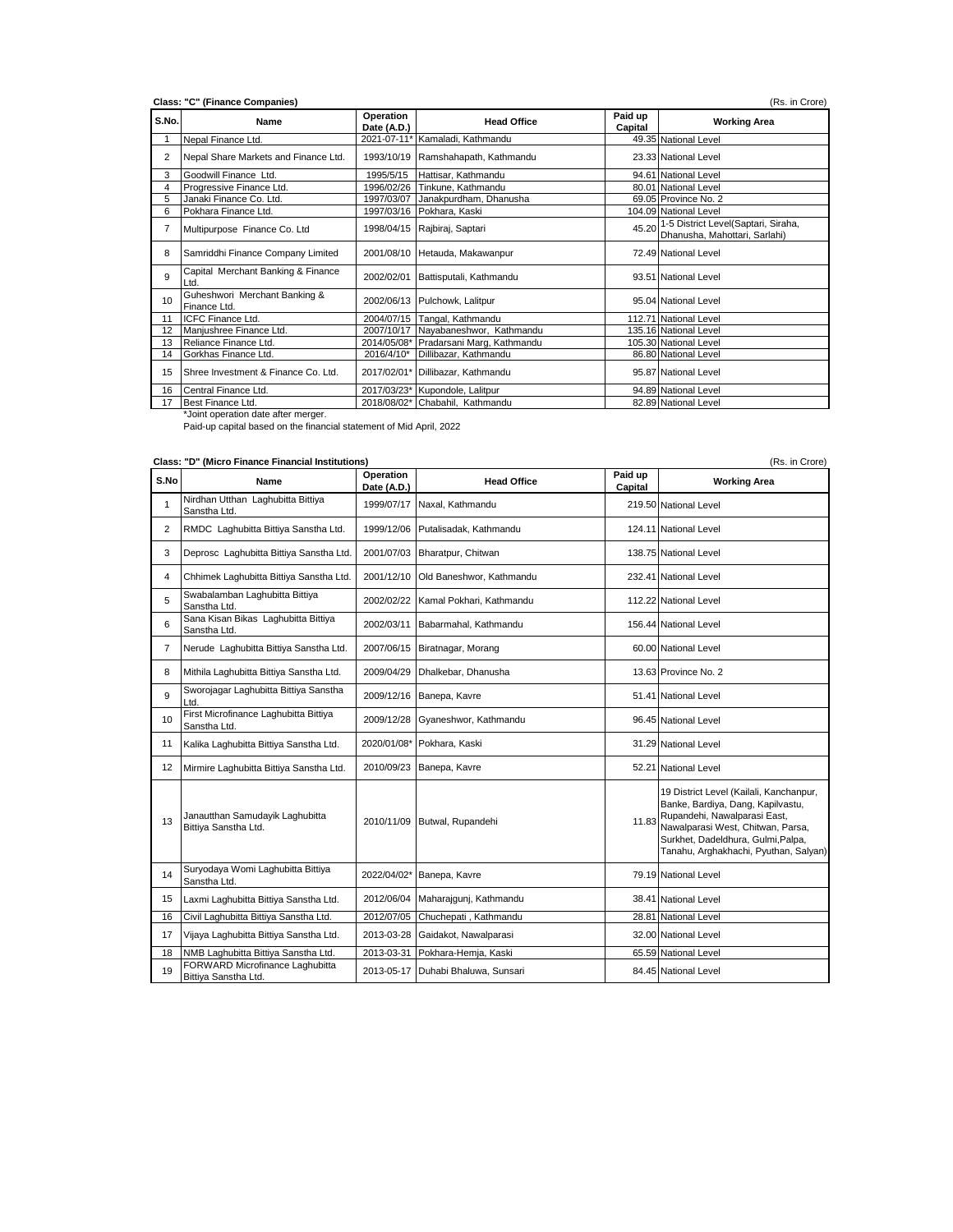**Class: "C" (Finance Companies)** (Rs. in Crore)

| S.No. | Name | Operation Date (A.D.) | Head Office | Paid up Capital | Working Area |
|---|---|---|---|---|---|
| 1 | Nepal Finance Ltd. | 2021-07-11* | Kamaladi, Kathmandu | 49.35 | National Level |
| 2 | Nepal Share Markets and Finance Ltd. | 1993/10/19 | Ramshahapath, Kathmandu | 23.33 | National Level |
| 3 | Goodwill Finance Ltd. | 1995/5/15 | Hattisar, Kathmandu | 94.61 | National Level |
| 4 | Progressive Finance Ltd. | 1996/02/26 | Tinkune, Kathmandu | 80.01 | National Level |
| 5 | Janaki Finance Co. Ltd. | 1997/03/07 | Janakpurdham, Dhanusha | 69.05 | Province No. 2 |
| 6 | Pokhara Finance Ltd. | 1997/03/16 | Pokhara, Kaski | 104.09 | National Level |
| 7 | Multipurpose Finance Co. Ltd | 1998/04/15 | Rajbiraj, Saptari | 45.20 | 1-5 District Level(Saptari, Siraha, Dhanusha, Mahottari, Sarlahi) |
| 8 | Samriddhi Finance Company Limited | 2001/08/10 | Hetauda, Makawanpur | 72.49 | National Level |
| 9 | Capital Merchant Banking & Finance Ltd. | 2002/02/01 | Battisputali, Kathmandu | 93.51 | National Level |
| 10 | Guheshwori Merchant Banking & Finance Ltd. | 2002/06/13 | Pulchowk, Lalitpur | 95.04 | National Level |
| 11 | ICFC Finance Ltd. | 2004/07/15 | Tangal, Kathmandu | 112.71 | National Level |
| 12 | Manjushree Finance Ltd. | 2007/10/17 | Nayabaneshwor, Kathmandu | 135.16 | National Level |
| 13 | Reliance Finance Ltd. | 2014/05/08* | Pradarsani Marg, Kathmandu | 105.30 | National Level |
| 14 | Gorkhas Finance Ltd. | 2016/4/10* | Dillibazar, Kathmandu | 86.80 | National Level |
| 15 | Shree Investment & Finance Co. Ltd. | 2017/02/01* | Dillibazar, Kathmandu | 95.87 | National Level |
| 16 | Central Finance Ltd. | 2017/03/23* | Kupondole, Lalitpur | 94.89 | National Level |
| 17 | Best Finance Ltd. | 2018/08/02* | Chabahil, Kathmandu | 82.89 | National Level |

*Joint operation date after merger.

Paid-up capital based on the financial statement of Mid April, 2022

**Class: "D" (Micro Finance Financial Institutions)** (Rs. in Crore)

| S.No | Name | Operation Date (A.D.) | Head Office | Paid up Capital | Working Area |
|---|---|---|---|---|---|
| 1 | Nirdhan Utthan Laghubitta Bittiya Sanstha Ltd. | 1999/07/17 | Naxal, Kathmandu | 219.50 | National Level |
| 2 | RMDC Laghubitta Bittiya Sanstha Ltd. | 1999/12/06 | Putalisadak, Kathmandu | 124.11 | National Level |
| 3 | Deprosc Laghubitta Bittiya Sanstha Ltd. | 2001/07/03 | Bharatpur, Chitwan | 138.75 | National Level |
| 4 | Chhimek Laghubitta Bittiya Sanstha Ltd. | 2001/12/10 | Old Baneshwor, Kathmandu | 232.41 | National Level |
| 5 | Swabalamban Laghubitta Bittiya Sanstha Ltd. | 2002/02/22 | Kamal Pokhari, Kathmandu | 112.22 | National Level |
| 6 | Sana Kisan Bikas Laghubitta Bittiya Sanstha Ltd. | 2002/03/11 | Babarmahal, Kathmandu | 156.44 | National Level |
| 7 | Nerude Laghubitta Bittiya Sanstha Ltd. | 2007/06/15 | Biratnagar, Morang | 60.00 | National Level |
| 8 | Mithila Laghubitta Bittiya Sanstha Ltd. | 2009/04/29 | Dhalkebar, Dhanusha | 13.63 | Province No. 2 |
| 9 | Sworojagar Laghubitta Bittiya Sanstha Ltd. | 2009/12/16 | Banepa, Kavre | 51.41 | National Level |
| 10 | First Microfinance Laghubitta Bittiya Sanstha Ltd. | 2009/12/28 | Gyaneshwor, Kathmandu | 96.45 | National Level |
| 11 | Kalika Laghubitta Bittiya Sanstha Ltd. | 2020/01/08* | Pokhara, Kaski | 31.29 | National Level |
| 12 | Mirmire Laghubitta Bittiya Sanstha Ltd. | 2010/09/23 | Banepa, Kavre | 52.21 | National Level |
| 13 | Janautthan Samudayik Laghubitta Bittiya Sanstha Ltd. | 2010/11/09 | Butwal, Rupandehi | 11.83 | 19 District Level (Kailali, Kanchanpur, Banke, Bardiya, Dang, Kapilvastu, Rupandehi, Nawalparasi East, Nawalparasi West, Chitwan, Parsa, Surkhet, Dadeldhura, Gulmi,Palpa, Tanahu, Arghakhachi, Pyuthan, Salyan) |
| 14 | Suryodaya Womi Laghubitta Bittiya Sanstha Ltd. | 2022/04/02* | Banepa, Kavre | 79.19 | National Level |
| 15 | Laxmi Laghubitta Bittiya Sanstha Ltd. | 2012/06/04 | Maharajgunj, Kathmandu | 38.41 | National Level |
| 16 | Civil Laghubitta Bittiya Sanstha Ltd. | 2012/07/05 | Chuchepati , Kathmandu | 28.81 | National Level |
| 17 | Vijaya Laghubitta Bittiya Sanstha Ltd. | 2013-03-28 | Gaidakot, Nawalparasi | 32.00 | National Level |
| 18 | NMB Laghubitta Bittiya Sanstha Ltd. | 2013-03-31 | Pokhara-Hemja, Kaski | 65.59 | National Level |
| 19 | FORWARD Microfinance Laghubitta Bittiya Sanstha Ltd. | 2013-05-17 | Duhabi Bhaluwa, Sunsari | 84.45 | National Level |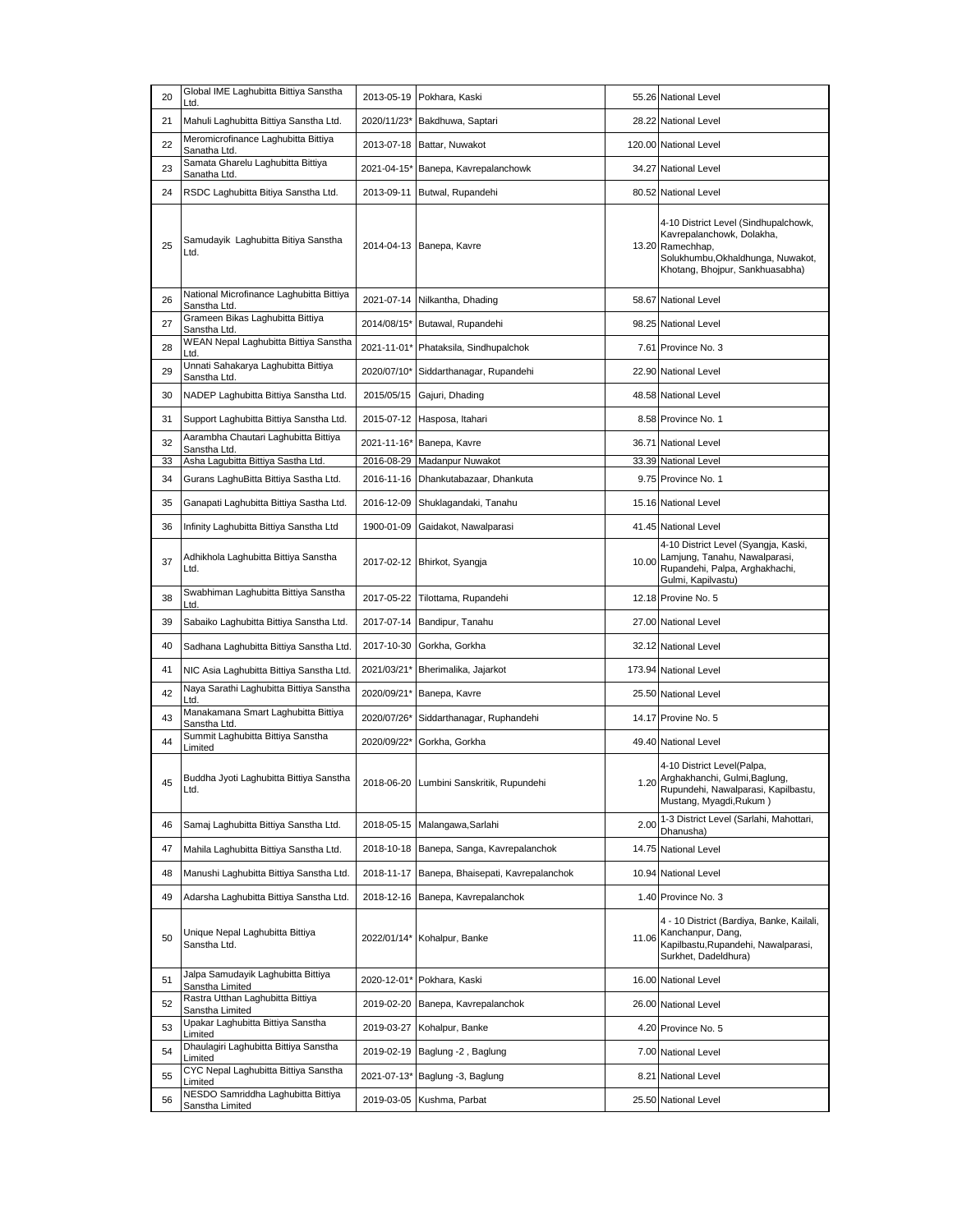| | | | | | |
|---|---|---|---|---|---|
| 20 | Global IME Laghubitta Bittiya Sanstha Ltd. | 2013-05-19 | Pokhara, Kaski | 55.26 | National Level |
| 21 | Mahuli Laghubitta Bittiya Sanstha Ltd. | 2020/11/23* | Bakdhuwa, Saptari | 28.22 | National Level |
| 22 | Meromicrofinance Laghubitta Bittiya Sanatha Ltd. | 2013-07-18 | Battar, Nuwakot | 120.00 | National Level |
| 23 | Samata Gharelu Laghubitta Bittiya Sanatha Ltd. | 2021-04-15* | Banepa, Kavrepalanchowk | 34.27 | National Level |
| 24 | RSDC Laghubitta Bitiya Sanstha Ltd. | 2013-09-11 | Butwal, Rupandehi | 80.52 | National Level |
| 25 | Samudayik Laghubitta Bitiya Sanstha Ltd. | 2014-04-13 | Banepa, Kavre | 13.20 | 4-10 District Level (Sindhupalchowk, Kavrepalanchowk, Dolakha, Ramechhap, Solukhumbu,Okhaldhunga, Nuwakot, Khotang, Bhojpur, Sankhuasabha) |
| 26 | National Microfinance Laghubitta Bittiya Sanstha Ltd. | 2021-07-14 | Nilkantha, Dhading | 58.67 | National Level |
| 27 | Grameen Bikas Laghubitta Bittiya Sanstha Ltd. | 2014/08/15* | Butawal, Rupandehi | 98.25 | National Level |
| 28 | WEAN Nepal Laghubitta Bittiya Sanstha Ltd. | 2021-11-01* | Phataksila, Sindhupalchok | 7.61 | Province No. 3 |
| 29 | Unnati Sahakarya Laghubitta Bittiya Sanstha Ltd. | 2020/07/10* | Siddarthanagar, Rupandehi | 22.90 | National Level |
| 30 | NADEP Laghubitta Bittiya Sanstha Ltd. | 2015/05/15 | Gajuri, Dhading | 48.58 | National Level |
| 31 | Support Laghubitta Bittiya Sanstha Ltd. | 2015-07-12 | Hasposa, Itahari | 8.58 | Province No. 1 |
| 32 | Aarambha Chautari Laghubitta Bittiya Sanstha Ltd. | 2021-11-16* | Banepa, Kavre | 36.71 | National Level |
| 33 | Asha Lagubitta Bittiya Sastha Ltd. | 2016-08-29 | Madanpur Nuwakot | 33.39 | National Level |
| 34 | Gurans LaghuBitta Bittiya Sastha Ltd. | 2016-11-16 | Dhankutabazaar, Dhankuta | 9.75 | Province No. 1 |
| 35 | Ganapati Laghubitta Bittiya Sastha Ltd. | 2016-12-09 | Shuklagandaki, Tanahu | 15.16 | National Level |
| 36 | Infinity Laghubitta Bittiya Sanstha Ltd | 1900-01-09 | Gaidakot, Nawalparasi | 41.45 | National Level |
| 37 | Adhikhola Laghubitta Bittiya Sanstha Ltd. | 2017-02-12 | Bhirkot, Syangja | 10.00 | 4-10 District Level (Syangja, Kaski, Lamjung, Tanahu, Nawalparasi, Rupandehi, Palpa, Arghakhachi, Gulmi, Kapilvastu) |
| 38 | Swabhiman Laghubitta Bittiya Sanstha Ltd. | 2017-05-22 | Tilottama, Rupandehi | 12.18 | Provine No. 5 |
| 39 | Sabaiko Laghubitta Bittiya Sanstha Ltd. | 2017-07-14 | Bandipur, Tanahu | 27.00 | National Level |
| 40 | Sadhana Laghubitta Bittiya Sanstha Ltd. | 2017-10-30 | Gorkha, Gorkha | 32.12 | National Level |
| 41 | NIC Asia Laghubitta Bittiya Sanstha Ltd. | 2021/03/21* | Bherimalika, Jajarkot | 173.94 | National Level |
| 42 | Naya Sarathi Laghubitta Bittiya Sanstha Ltd. | 2020/09/21* | Banepa, Kavre | 25.50 | National Level |
| 43 | Manakamana Smart Laghubitta Bittiya Sanstha Ltd. | 2020/07/26* | Siddarthanagar, Ruphandehi | 14.17 | Provine No. 5 |
| 44 | Summit Laghubitta Bittiya Sanstha Limited | 2020/09/22* | Gorkha, Gorkha | 49.40 | National Level |
| 45 | Buddha Jyoti Laghubitta Bittiya Sanstha Ltd. | 2018-06-20 | Lumbini Sanskritik, Rupundehi | 1.20 | 4-10 District Level(Palpa, Arghakhanchi, Gulmi,Baglung, Rupundehi, Nawalparasi, Kapilbastu, Mustang, Myagdi,Rukum ) |
| 46 | Samaj Laghubitta Bittiya Sanstha Ltd. | 2018-05-15 | Malangawa,Sarlahi | 2.00 | 1-3 District Level (Sarlahi, Mahottari, Dhanusha) |
| 47 | Mahila Laghubitta Bittiya Sanstha Ltd. | 2018-10-18 | Banepa, Sanga, Kavrepalanchok | 14.75 | National Level |
| 48 | Manushi Laghubitta Bittiya Sanstha Ltd. | 2018-11-17 | Banepa, Bhaisepati, Kavrepalanchok | 10.94 | National Level |
| 49 | Adarsha Laghubitta Bittiya Sanstha Ltd. | 2018-12-16 | Banepa, Kavrepalanchok | 1.40 | Province No. 3 |
| 50 | Unique Nepal Laghubitta Bittiya Sanstha Ltd. | 2022/01/14* | Kohalpur, Banke | 11.06 | 4 - 10 District (Bardiya, Banke, Kailali, Kanchanpur, Dang, Kapilbastu,Rupandehi, Nawalparasi, Surkhet, Dadeldhura) |
| 51 | Jalpa Samudayik Laghubitta Bittiya Sanstha Limited | 2020-12-01* | Pokhara, Kaski | 16.00 | National Level |
| 52 | Rastra Utthan Laghubitta Bittiya Sanstha Limited | 2019-02-20 | Banepa, Kavrepalanchok | 26.00 | National Level |
| 53 | Upakar Laghubitta Bittiya Sanstha Limited | 2019-03-27 | Kohalpur, Banke | 4.20 | Province No. 5 |
| 54 | Dhaulagiri Laghubitta Bittiya Sanstha Limited | 2019-02-19 | Baglung -2 , Baglung | 7.00 | National Level |
| 55 | CYC Nepal Laghubitta Bittiya Sanstha Limited | 2021-07-13* | Baglung -3, Baglung | 8.21 | National Level |
| 56 | NESDO Samriddha Laghubitta Bittiya Sanstha Limited | 2019-03-05 | Kushma, Parbat | 25.50 | National Level |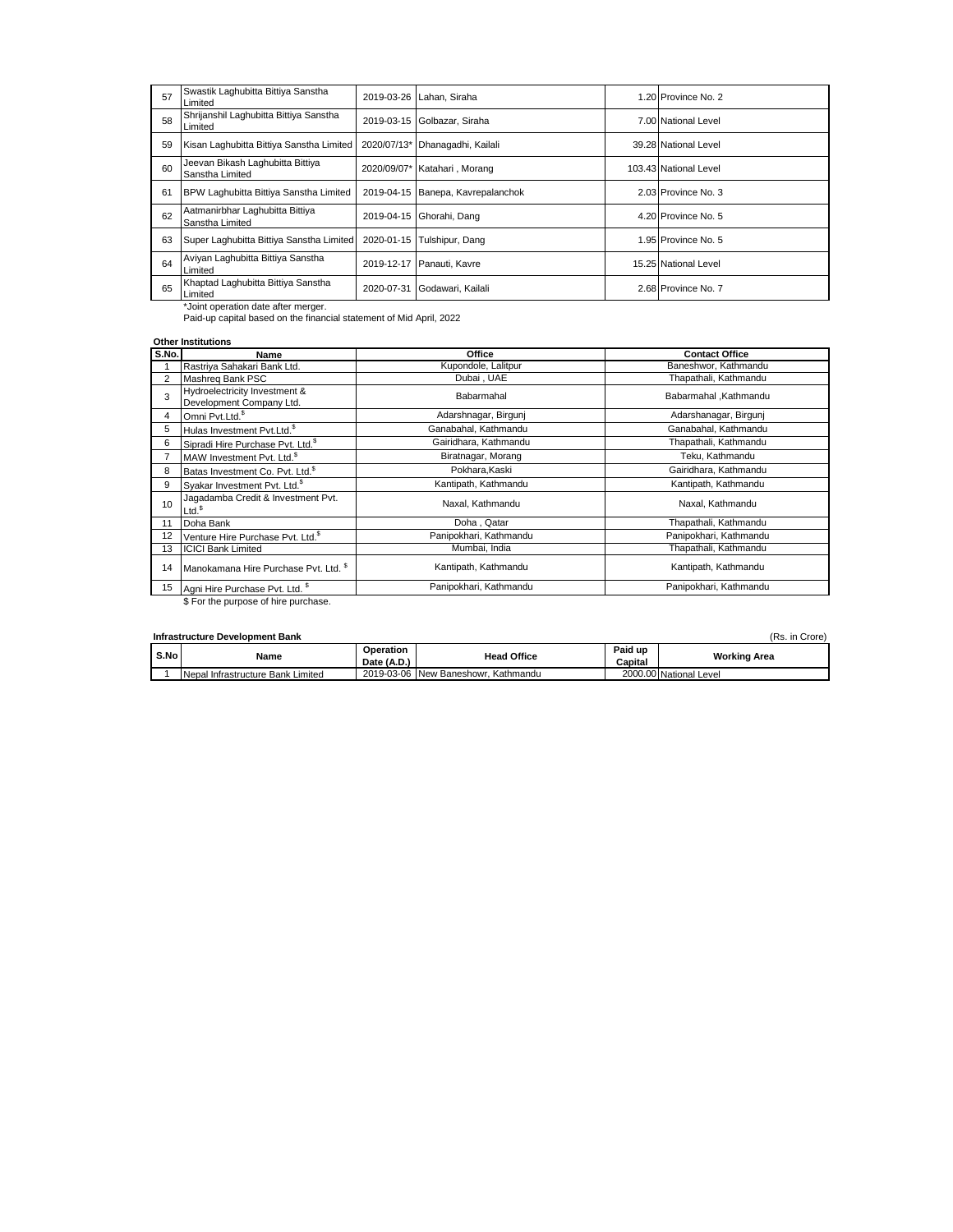| | | | | | |
|---|---|---|---|---|---|
| 57 | Swastik Laghubitta Bittiya Sanstha Limited | 2019-03-26 | Lahan, Siraha | 1.20 | Province No. 2 |
| 58 | Shrijanshil Laghubitta Bittiya Sanstha Limited | 2019-03-15 | Golbazar, Siraha | 7.00 | National Level |
| 59 | Kisan Laghubitta Bittiya Sanstha Limited | 2020/07/13* | Dhanagadhi, Kailali | 39.28 | National Level |
| 60 | Jeevan Bikash Laghubitta Bittiya Sanstha Limited | 2020/09/07* | Katahari , Morang | 103.43 | National Level |
| 61 | BPW Laghubitta Bittiya Sanstha Limited | 2019-04-15 | Banepa, Kavrepalanchok | 2.03 | Province No. 3 |
| 62 | Aatmanirbhar Laghubitta Bittiya Sanstha Limited | 2019-04-15 | Ghorahi, Dang | 4.20 | Province No. 5 |
| 63 | Super Laghubitta Bittiya Sanstha Limited | 2020-01-15 | Tulshipur, Dang | 1.95 | Province No. 5 |
| 64 | Aviyan Laghubitta Bittiya Sanstha Limited | 2019-12-17 | Panauti, Kavre | 15.25 | National Level |
| 65 | Khaptad Laghubitta Bittiya Sanstha Limited | 2020-07-31 | Godawari, Kailali | 2.68 | Province No. 7 |

*Joint operation date after merger.
Paid-up capital based on the financial statement of Mid April, 2022

**Other Institutions**

| S.No. | Name | Office | Contact Office |
|---|---|---|---|
| 1 | Rastriya Sahakari Bank Ltd. | Kupondole, Lalitpur | Baneshwor, Kathmandu |
| 2 | Mashreq Bank PSC | Dubai , UAE | Thapathali, Kathmandu |
| 3 | Hydroelectricity Investment & Development Company Ltd. | Babarmahal | Babarmahal ,Kathmandu |
| 4 | Omni Pvt.Ltd.$ | Adarshnagar, Birgunj | Adarshanagar, Birgunj |
| 5 | Hulas Investment Pvt.Ltd.$ | Ganabahal, Kathmandu | Ganabahal, Kathmandu |
| 6 | Sipradi Hire Purchase Pvt. Ltd.$ | Gairidhara, Kathmandu | Thapathali, Kathmandu |
| 7 | MAW Investment Pvt. Ltd.$ | Biratnagar, Morang | Teku, Kathmandu |
| 8 | Batas Investment Co. Pvt. Ltd.$ | Pokhara,Kaski | Gairidhara, Kathmandu |
| 9 | Syakar Investment Pvt. Ltd.$ | Kantipath, Kathmandu | Kantipath, Kathmandu |
| 10 | Jagadamba Credit & Investment Pvt. Ltd.$ | Naxal, Kathmandu | Naxal, Kathmandu |
| 11 | Doha Bank | Doha , Qatar | Thapathali, Kathmandu |
| 12 | Venture Hire Purchase Pvt. Ltd.$ | Panipokhari, Kathmandu | Panipokhari, Kathmandu |
| 13 | ICICI Bank Limited | Mumbai, India | Thapathali, Kathmandu |
| 14 | Manokamana Hire Purchase Pvt. Ltd. $ | Kantipath, Kathmandu | Kantipath, Kathmandu |
| 15 | Agni Hire Purchase Pvt. Ltd. $ | Panipokhari, Kathmandu | Panipokhari, Kathmandu |

$ For the purpose of hire purchase.

**Infrastructure Development Bank**

(Rs. in Crore)

| S.No | Name | Operation Date (A.D.) | Head Office | Paid up Capital | Working Area |
|---|---|---|---|---|---|
| 1 | Nepal Infrastructure Bank Limited | 2019-03-06 | New Baneshowr, Kathmandu | 2000.00 | National Level |